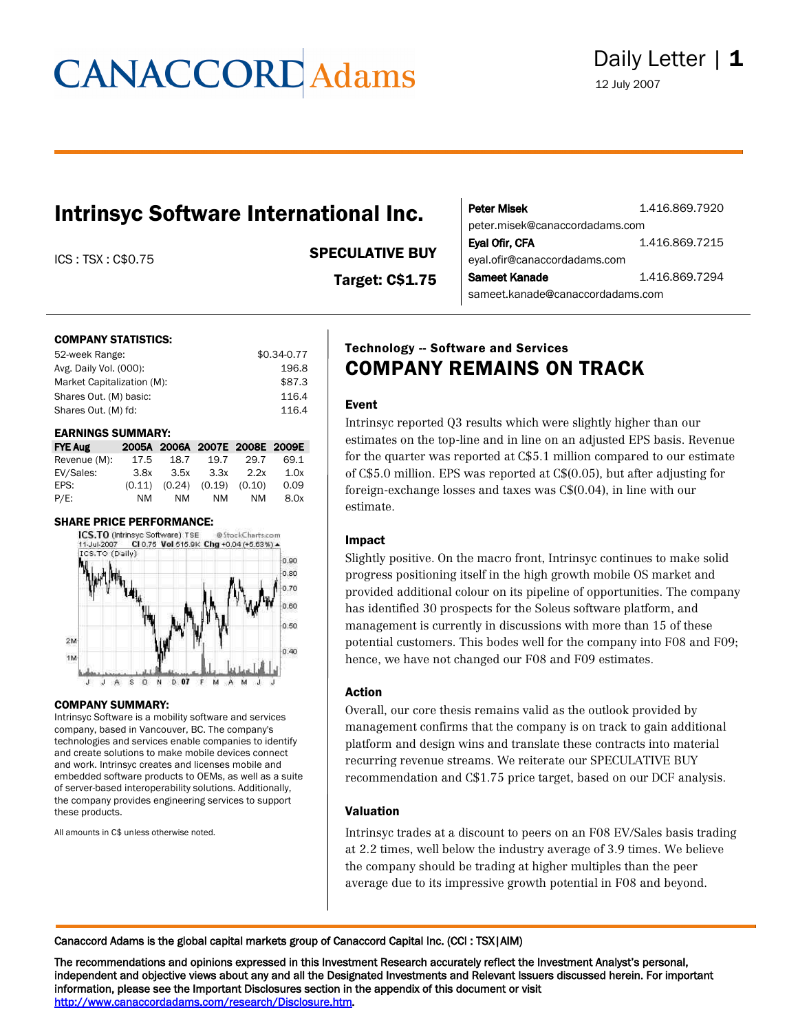# Intrinsyc Software International Inc.

ICS : TSX : C$0.75

**SPECULATIVE BUY**

**Target: C$1.75**

**Peter Misek** 1.416.869.7920
peter.misek@canaccordadams.com

**Eyal Ofir, CFA** 1.416.869.7215
eyal.ofir@canaccordadams.com

**Sameet Kanade** 1.416.869.7294
sameet.kanade@canaccordadams.com

**COMPANY STATISTICS:**

| | |
|---|---|
| 52-week Range: | $0.34-0.77 |
| Avg. Daily Vol. (000): | 196.8 |
| Market Capitalization (M): | $87.3 |
| Shares Out. (M) basic: | 116.4 |
| Shares Out. (M) fd: | 116.4 |

**EARNINGS SUMMARY:**

| FYE Aug | 2005A | 2006A | 2007E | 2008E | 2009E |
|---|---|---|---|---|---|
| Revenue (M): | 17.5 | 18.7 | 19.7 | 29.7 | 69.1 |
| EV/Sales: | 3.8x | 3.5x | 3.3x | 2.2x | 1.0x |
| EPS: | (0.11) | (0.24) | (0.19) | (0.10) | 0.09 |
| P/E: | NM | NM | NM | NM | 8.0x |

**SHARE PRICE PERFORMANCE:**

ICS.TO (Intrinsyc Software) TSE ©StockCharts.com
11-Jul-2007 Cl 0.75 Vol 515.9K Chg +0.04 (+5.63%)

**COMPANY SUMMARY:**

Intrinsyc Software is a mobility software and services company, based in Vancouver, BC. The company's technologies and services enable companies to identify and create solutions to make mobile devices connect and work. Intrinsyc creates and licenses mobile and embedded software products to OEMs, as well as a suite of server-based interoperability solutions. Additionally, the company provides engineering services to support these products.

All amounts in C$ unless otherwise noted.

### Technology -- Software and Services

## COMPANY REMAINS ON TRACK

### Event

Intrinsyc reported Q3 results which were slightly higher than our estimates on the top-line and in line on an adjusted EPS basis. Revenue for the quarter was reported at C$5.1 million compared to our estimate of C$5.0 million. EPS was reported at C$(0.05), but after adjusting for foreign-exchange losses and taxes was C$(0.04), in line with our estimate.

### Impact

Slightly positive. On the macro front, Intrinsyc continues to make solid progress positioning itself in the high growth mobile OS market and provided additional colour on its pipeline of opportunities. The company has identified 30 prospects for the Soleus software platform, and management is currently in discussions with more than 15 of these potential customers. This bodes well for the company into F08 and F09; hence, we have not changed our F08 and F09 estimates.

### Action

Overall, our core thesis remains valid as the outlook provided by management confirms that the company is on track to gain additional platform and design wins and translate these contracts into material recurring revenue streams. We reiterate our SPECULATIVE BUY recommendation and C$1.75 price target, based on our DCF analysis.

### Valuation

Intrinsyc trades at a discount to peers on an F08 EV/Sales basis trading at 2.2 times, well below the industry average of 3.9 times. We believe the company should be trading at higher multiples than the peer average due to its impressive growth potential in F08 and beyond.

Canaccord Adams is the global capital markets group of Canaccord Capital Inc. (CCI : TSX|AIM)

The recommendations and opinions expressed in this Investment Research accurately reflect the Investment Analyst's personal, independent and objective views about any and all the Designated Investments and Relevant Issuers discussed herein. For important information, please see the Important Disclosures section in the appendix of this document or visit http://www.canaccordadams.com/research/Disclosure.htm.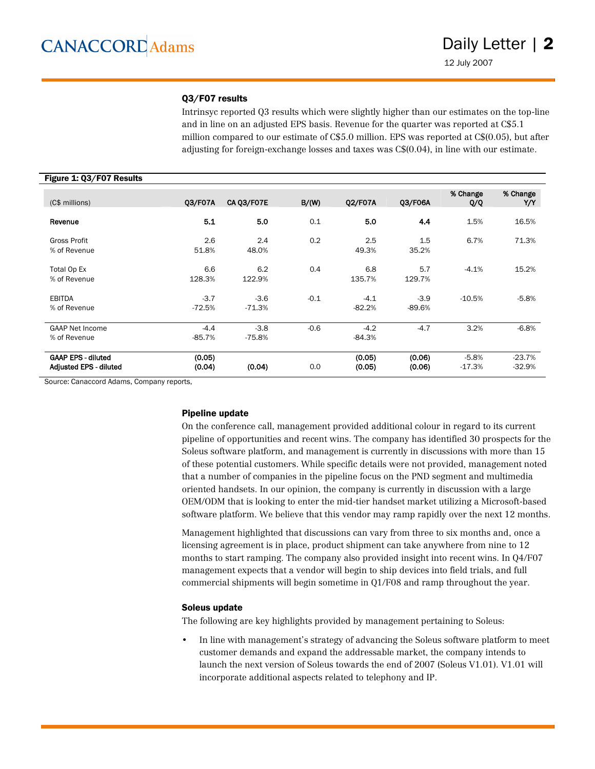### Q3/F07 results

Intrinsyc reported Q3 results which were slightly higher than our estimates on the top-line and in line on an adjusted EPS basis. Revenue for the quarter was reported at C$5.1 million compared to our estimate of C$5.0 million. EPS was reported at C$(0.05), but after adjusting for foreign-exchange losses and taxes was C$(0.04), in line with our estimate.

**Figure 1: Q3/F07 Results**

| (C$ millions) | Q3/F07A | CA Q3/F07E | B/(W) | Q2/F07A | Q3/F06A | % Change Q/Q | % Change Y/Y |
|---|---|---|---|---|---|---|---|
| **Revenue** | **5.1** | **5.0** | 0.1 | **5.0** | **4.4** | 1.5% | 16.5% |
| Gross Profit | 2.6 | 2.4 | 0.2 | 2.5 | 1.5 | 6.7% | 71.3% |
| % of Revenue | 51.8% | 48.0% | | 49.3% | 35.2% | | |
| Total Op Ex | 6.6 | 6.2 | 0.4 | 6.8 | 5.7 | -4.1% | 15.2% |
| % of Revenue | 128.3% | 122.9% | | 135.7% | 129.7% | | |
| EBITDA | -3.7 | -3.6 | -0.1 | -4.1 | -3.9 | -10.5% | -5.8% |
| % of Revenue | -72.5% | -71.3% | | -82.2% | -89.6% | | |
| GAAP Net Income | -4.4 | -3.8 | -0.6 | -4.2 | -4.7 | 3.2% | -6.8% |
| % of Revenue | -85.7% | -75.8% | | -84.3% | | | |
| **GAAP EPS - diluted** | **(0.05)** | | | **(0.05)** | **(0.06)** | -5.8% | -23.7% |
| **Adjusted EPS - diluted** | **(0.04)** | **(0.04)** | 0.0 | **(0.05)** | **(0.06)** | -17.3% | -32.9% |

Source: Canaccord Adams, Company reports,

### Pipeline update

On the conference call, management provided additional colour in regard to its current pipeline of opportunities and recent wins. The company has identified 30 prospects for the Soleus software platform, and management is currently in discussions with more than 15 of these potential customers. While specific details were not provided, management noted that a number of companies in the pipeline focus on the PND segment and multimedia oriented handsets. In our opinion, the company is currently in discussion with a large OEM/ODM that is looking to enter the mid-tier handset market utilizing a Microsoft-based software platform. We believe that this vendor may ramp rapidly over the next 12 months.

Management highlighted that discussions can vary from three to six months and, once a licensing agreement is in place, product shipment can take anywhere from nine to 12 months to start ramping. The company also provided insight into recent wins. In Q4/F07 management expects that a vendor will begin to ship devices into field trials, and full commercial shipments will begin sometime in Q1/F08 and ramp throughout the year.

### Soleus update

The following are key highlights provided by management pertaining to Soleus:

- In line with management's strategy of advancing the Soleus software platform to meet customer demands and expand the addressable market, the company intends to launch the next version of Soleus towards the end of 2007 (Soleus V1.01). V1.01 will incorporate additional aspects related to telephony and IP.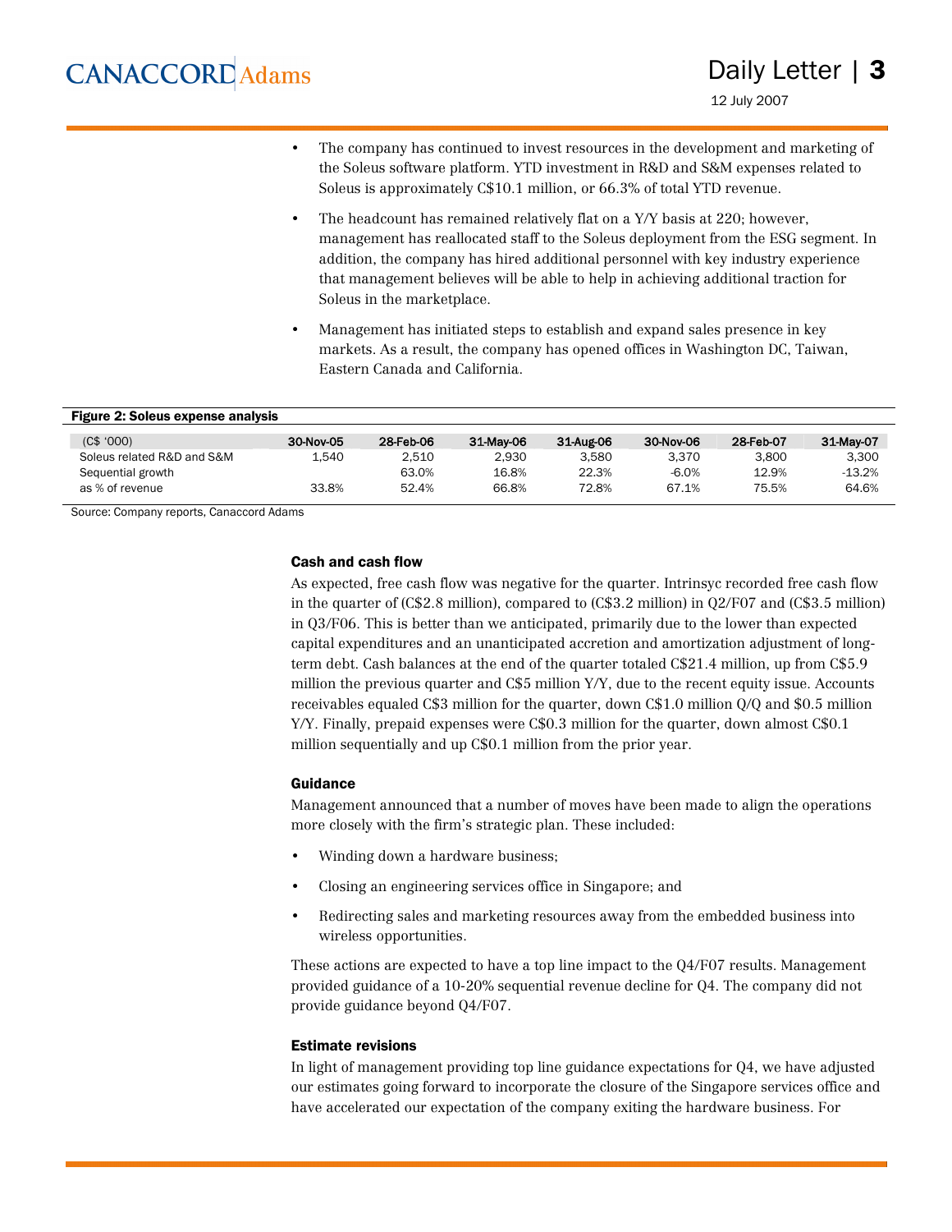- The company has continued to invest resources in the development and marketing of the Soleus software platform. YTD investment in R&D and S&M expenses related to Soleus is approximately C$10.1 million, or 66.3% of total YTD revenue.
- The headcount has remained relatively flat on a Y/Y basis at 220; however, management has reallocated staff to the Soleus deployment from the ESG segment. In addition, the company has hired additional personnel with key industry experience that management believes will be able to help in achieving additional traction for Soleus in the marketplace.
- Management has initiated steps to establish and expand sales presence in key markets. As a result, the company has opened offices in Washington DC, Taiwan, Eastern Canada and California.

**Figure 2: Soleus expense analysis**

| (C$ '000) | 30-Nov-05 | 28-Feb-06 | 31-May-06 | 31-Aug-06 | 30-Nov-06 | 28-Feb-07 | 31-May-07 |
|---|---|---|---|---|---|---|---|
| Soleus related R&D and S&M | 1,540 | 2,510 | 2,930 | 3,580 | 3,370 | 3,800 | 3,300 |
| Sequential growth | | 63.0% | 16.8% | 22.3% | -6.0% | 12.9% | -13.2% |
| as % of revenue | 33.8% | 52.4% | 66.8% | 72.8% | 67.1% | 75.5% | 64.6% |

Source: Company reports, Canaccord Adams

#### Cash and cash flow

As expected, free cash flow was negative for the quarter. Intrinsyc recorded free cash flow in the quarter of (C$2.8 million), compared to (C$3.2 million) in Q2/F07 and (C$3.5 million) in Q3/F06. This is better than we anticipated, primarily due to the lower than expected capital expenditures and an unanticipated accretion and amortization adjustment of long-term debt. Cash balances at the end of the quarter totaled C$21.4 million, up from C$5.9 million the previous quarter and C$5 million Y/Y, due to the recent equity issue. Accounts receivables equaled C$3 million for the quarter, down C$1.0 million Q/Q and $0.5 million Y/Y. Finally, prepaid expenses were C$0.3 million for the quarter, down almost C$0.1 million sequentially and up C$0.1 million from the prior year.

#### Guidance

Management announced that a number of moves have been made to align the operations more closely with the firm's strategic plan. These included:

- Winding down a hardware business;
- Closing an engineering services office in Singapore; and
- Redirecting sales and marketing resources away from the embedded business into wireless opportunities.

These actions are expected to have a top line impact to the Q4/F07 results. Management provided guidance of a 10-20% sequential revenue decline for Q4. The company did not provide guidance beyond Q4/F07.

#### Estimate revisions

In light of management providing top line guidance expectations for Q4, we have adjusted our estimates going forward to incorporate the closure of the Singapore services office and have accelerated our expectation of the company exiting the hardware business. For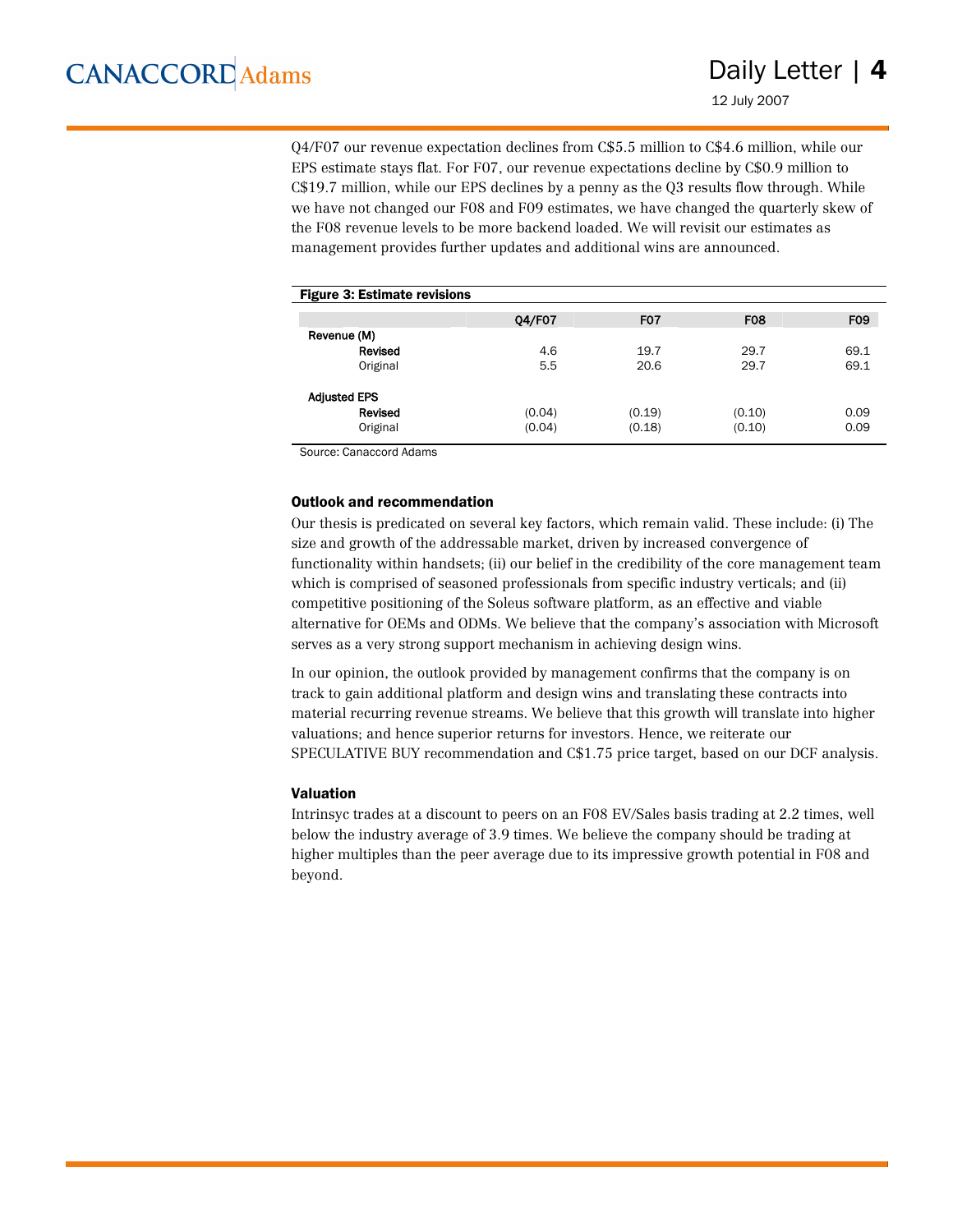Q4/F07 our revenue expectation declines from C$5.5 million to C$4.6 million, while our EPS estimate stays flat. For F07, our revenue expectations decline by C$0.9 million to C$19.7 million, while our EPS declines by a penny as the Q3 results flow through. While we have not changed our F08 and F09 estimates, we have changed the quarterly skew of the F08 revenue levels to be more backend loaded. We will revisit our estimates as management provides further updates and additional wins are announced.

**Figure 3: Estimate revisions**

| | Q4/F07 | F07 | F08 | F09 |
|---|---|---|---|---|
| Revenue (M) | | | | |
| **Revised** | 4.6 | 19.7 | 29.7 | 69.1 |
| Original | 5.5 | 20.6 | 29.7 | 69.1 |
| | | | | |
| Adjusted EPS | | | | |
| **Revised** | (0.04) | (0.19) | (0.10) | 0.09 |
| Original | (0.04) | (0.18) | (0.10) | 0.09 |

Source: Canaccord Adams

### Outlook and recommendation

Our thesis is predicated on several key factors, which remain valid. These include: (i) The size and growth of the addressable market, driven by increased convergence of functionality within handsets; (ii) our belief in the credibility of the core management team which is comprised of seasoned professionals from specific industry verticals; and (ii) competitive positioning of the Soleus software platform, as an effective and viable alternative for OEMs and ODMs. We believe that the company's association with Microsoft serves as a very strong support mechanism in achieving design wins.

In our opinion, the outlook provided by management confirms that the company is on track to gain additional platform and design wins and translating these contracts into material recurring revenue streams. We believe that this growth will translate into higher valuations; and hence superior returns for investors. Hence, we reiterate our SPECULATIVE BUY recommendation and C$1.75 price target, based on our DCF analysis.

### Valuation

Intrinsyc trades at a discount to peers on an F08 EV/Sales basis trading at 2.2 times, well below the industry average of 3.9 times. We believe the company should be trading at higher multiples than the peer average due to its impressive growth potential in F08 and beyond.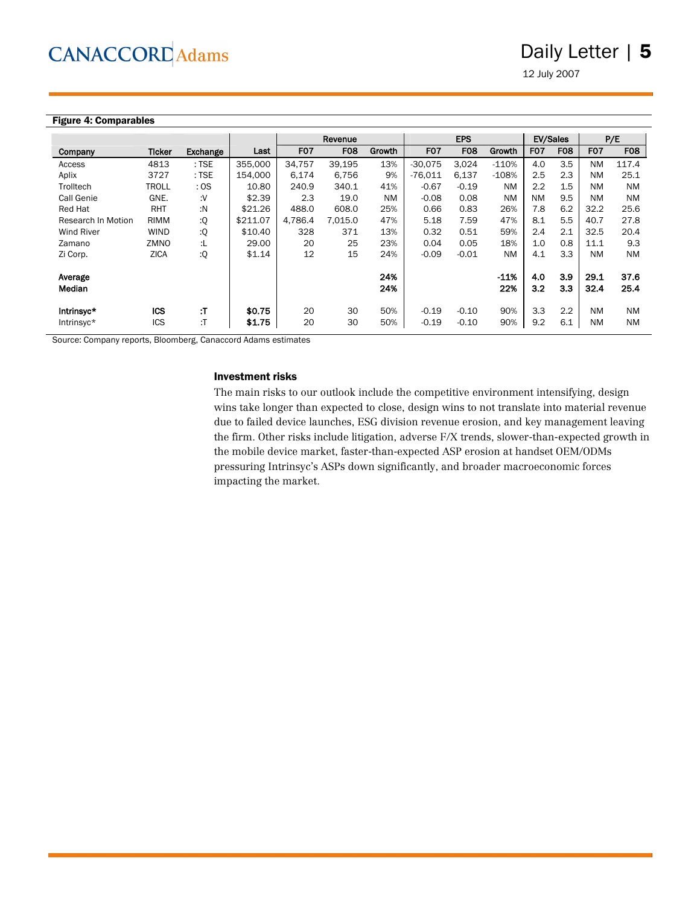**Figure 4: Comparables**

| | | | | Revenue | | | EPS | | | EV/Sales | | P/E | |
|---|---|---|---|---|---|---|---|---|---|---|---|---|---|
| **Company** | **Ticker** | **Exchange** | **Last** | **F07** | **F08** | **Growth** | **F07** | **F08** | **Growth** | **F07** | **F08** | **F07** | **F08** |
| Access | 4813 | : TSE | 355,000 | 34,757 | 39,195 | 13% | -30,075 | 3,024 | -110% | 4.0 | 3.5 | NM | 117.4 |
| Aplix | 3727 | : TSE | 154,000 | 6,174 | 6,756 | 9% | -76,011 | 6,137 | -108% | 2.5 | 2.3 | NM | 25.1 |
| Trolltech | TROLL | : OS | 10.80 | 240.9 | 340.1 | 41% | -0.67 | -0.19 | NM | 2.2 | 1.5 | NM | NM |
| Call Genie | GNE. | :V | $2.39 | 2.3 | 19.0 | NM | -0.08 | 0.08 | NM | NM | 9.5 | NM | NM |
| Red Hat | RHT | :N | $21.26 | 488.0 | 608.0 | 25% | 0.66 | 0.83 | 26% | 7.8 | 6.2 | 32.2 | 25.6 |
| Research In Motion | RIMM | :Q | $211.07 | 4,786.4 | 7,015.0 | 47% | 5.18 | 7.59 | 47% | 8.1 | 5.5 | 40.7 | 27.8 |
| Wind River | WIND | :Q | $10.40 | 328 | 371 | 13% | 0.32 | 0.51 | 59% | 2.4 | 2.1 | 32.5 | 20.4 |
| Zamano | ZMNO | :L | 29.00 | 20 | 25 | 23% | 0.04 | 0.05 | 18% | 1.0 | 0.8 | 11.1 | 9.3 |
| Zi Corp. | ZICA | :Q | $1.14 | 12 | 15 | 24% | -0.09 | -0.01 | NM | 4.1 | 3.3 | NM | NM |
| **Average** | | | | | | **24%** | | | **-11%** | **4.0** | **3.9** | **29.1** | **37.6** |
| **Median** | | | | | | **24%** | | | **22%** | **3.2** | **3.3** | **32.4** | **25.4** |
| **Intrinsyc*** | **ICS** | **:T** | **$0.75** | 20 | 30 | 50% | -0.19 | -0.10 | 90% | 3.3 | 2.2 | NM | NM |
| Intrinsyc* | ICS | :T | **$1.75** | 20 | 30 | 50% | -0.19 | -0.10 | 90% | 9.2 | 6.1 | NM | NM |

Source: Company reports, Bloomberg, Canaccord Adams estimates

### Investment risks

The main risks to our outlook include the competitive environment intensifying, design wins take longer than expected to close, design wins to not translate into material revenue due to failed device launches, ESG division revenue erosion, and key management leaving the firm. Other risks include litigation, adverse F/X trends, slower-than-expected growth in the mobile device market, faster-than-expected ASP erosion at handset OEM/ODMs pressuring Intrinsyc's ASPs down significantly, and broader macroeconomic forces impacting the market.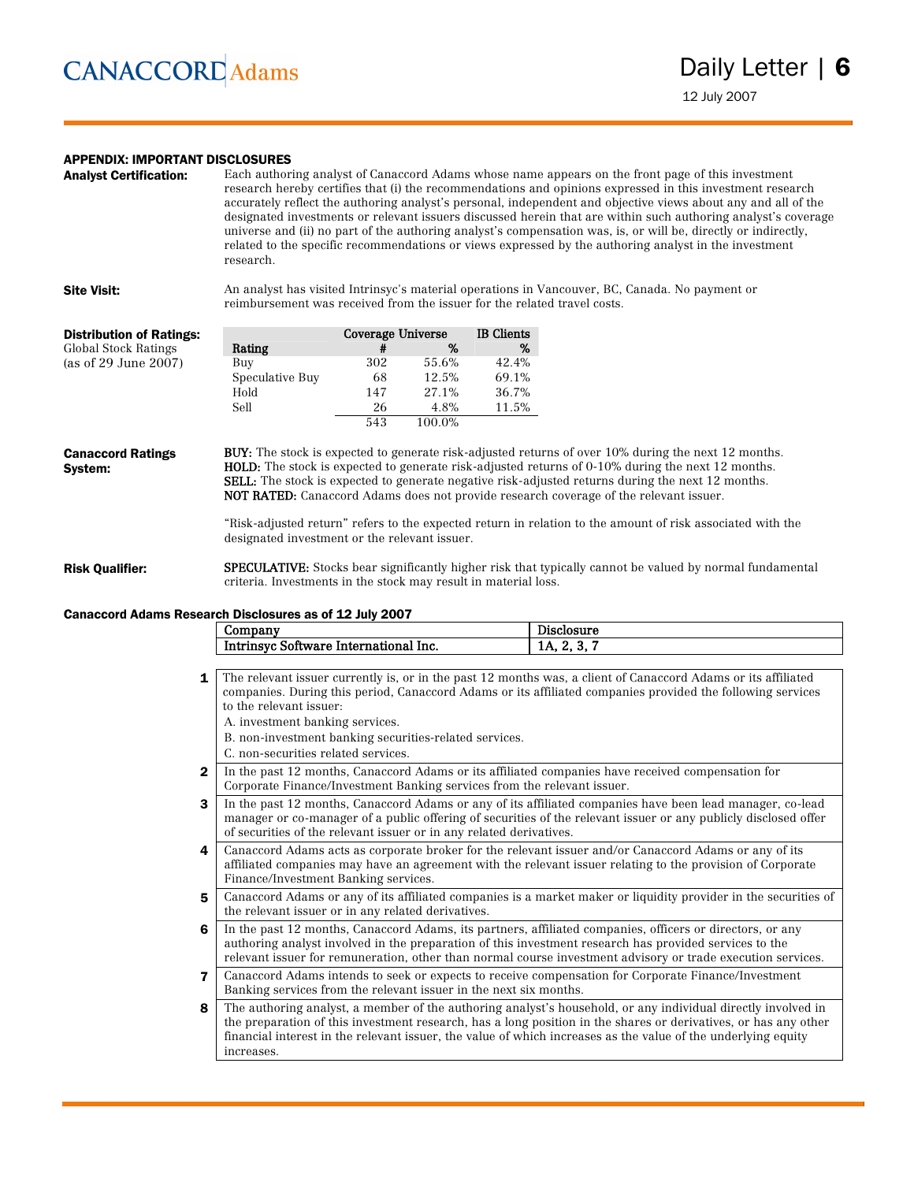## APPENDIX: IMPORTANT DISCLOSURES

**Analyst Certification:** Each authoring analyst of Canaccord Adams whose name appears on the front page of this investment research hereby certifies that (i) the recommendations and opinions expressed in this investment research accurately reflect the authoring analyst's personal, independent and objective views about any and all of the designated investments or relevant issuers discussed herein that are within such authoring analyst's coverage universe and (ii) no part of the authoring analyst's compensation was, is, or will be, directly or indirectly, related to the specific recommendations or views expressed by the authoring analyst in the investment research.

**Site Visit:** An analyst has visited Intrinsyc's material operations in Vancouver, BC, Canada. No payment or reimbursement was received from the issuer for the related travel costs.

**Distribution of Ratings:**
Global Stock Ratings
(as of 29 June 2007)

| | Coverage Universe | | IB Clients |
|---|---|---|---|
| Rating | # | % | % |
| Buy | 302 | 55.6% | 42.4% |
| Speculative Buy | 68 | 12.5% | 69.1% |
| Hold | 147 | 27.1% | 36.7% |
| Sell | 26 | 4.8% | 11.5% |
| | 543 | 100.0% | |

**Canaccord Ratings System:**

**BUY:** The stock is expected to generate risk-adjusted returns of over 10% during the next 12 months.
**HOLD:** The stock is expected to generate risk-adjusted returns of 0-10% during the next 12 months.
**SELL:** The stock is expected to generate negative risk-adjusted returns during the next 12 months.
**NOT RATED:** Canaccord Adams does not provide research coverage of the relevant issuer.

"Risk-adjusted return" refers to the expected return in relation to the amount of risk associated with the designated investment or the relevant issuer.

**Risk Qualifier:** **SPECULATIVE:** Stocks bear significantly higher risk that typically cannot be valued by normal fundamental criteria. Investments in the stock may result in material loss.

### Canaccord Adams Research Disclosures as of 12 July 2007

| Company | Disclosure |
|---|---|
| Intrinsyc Software International Inc. | 1A, 2, 3, 7 |

| | |
|---|---|
| **1** | The relevant issuer currently is, or in the past 12 months was, a client of Canaccord Adams or its affiliated companies. During this period, Canaccord Adams or its affiliated companies provided the following services to the relevant issuer: A. investment banking services. B. non-investment banking securities-related services. C. non-securities related services. |
| **2** | In the past 12 months, Canaccord Adams or its affiliated companies have received compensation for Corporate Finance/Investment Banking services from the relevant issuer. |
| **3** | In the past 12 months, Canaccord Adams or any of its affiliated companies have been lead manager, co-lead manager or co-manager of a public offering of securities of the relevant issuer or any publicly disclosed offer of securities of the relevant issuer or in any related derivatives. |
| **4** | Canaccord Adams acts as corporate broker for the relevant issuer and/or Canaccord Adams or any of its affiliated companies may have an agreement with the relevant issuer relating to the provision of Corporate Finance/Investment Banking services. |
| **5** | Canaccord Adams or any of its affiliated companies is a market maker or liquidity provider in the securities of the relevant issuer or in any related derivatives. |
| **6** | In the past 12 months, Canaccord Adams, its partners, affiliated companies, officers or directors, or any authoring analyst involved in the preparation of this investment research has provided services to the relevant issuer for remuneration, other than normal course investment advisory or trade execution services. |
| **7** | Canaccord Adams intends to seek or expects to receive compensation for Corporate Finance/Investment Banking services from the relevant issuer in the next six months. |
| **8** | The authoring analyst, a member of the authoring analyst's household, or any individual directly involved in the preparation of this investment research, has a long position in the shares or derivatives, or has any other financial interest in the relevant issuer, the value of which increases as the value of the underlying equity increases. |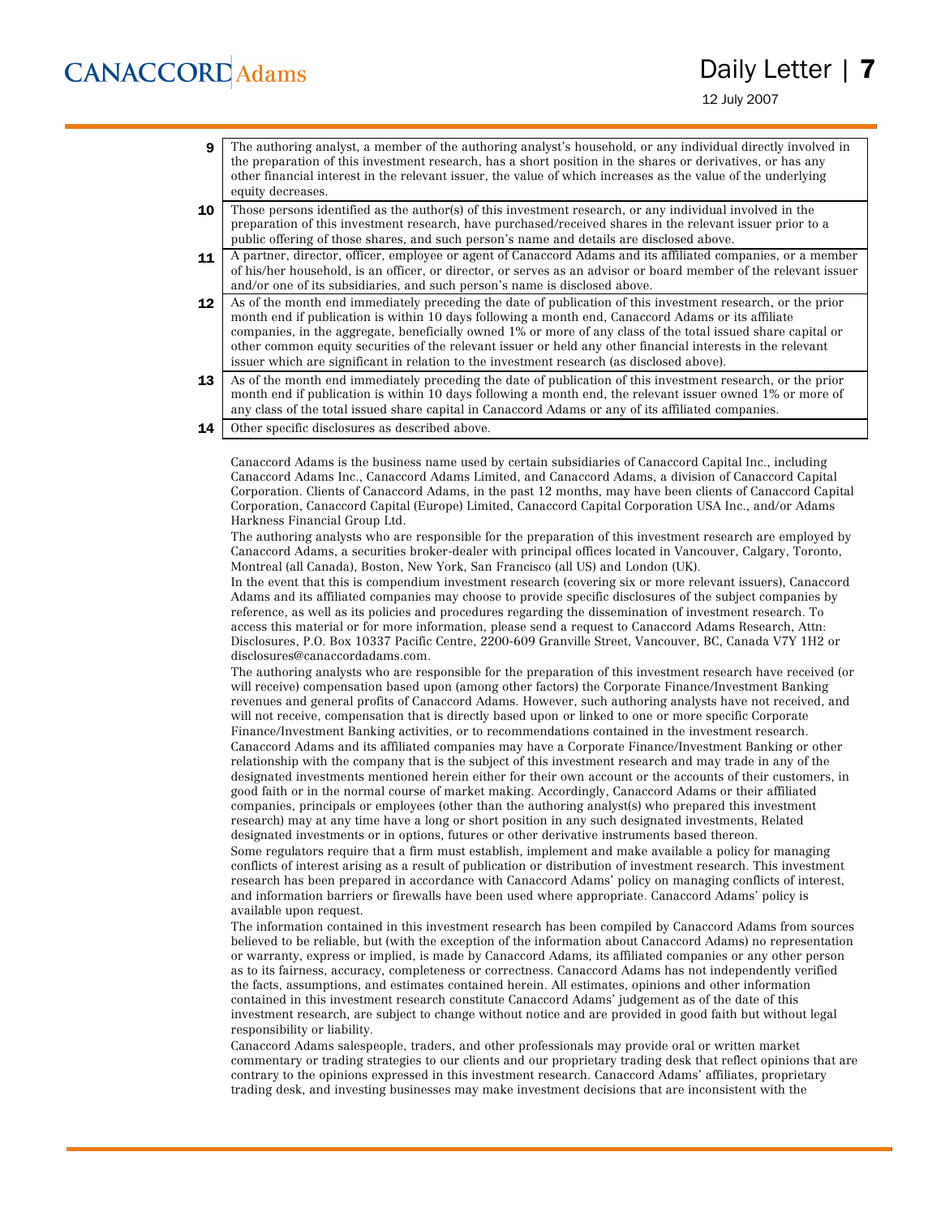| | |
|---|---|
| **9** | The authoring analyst, a member of the authoring analyst's household, or any individual directly involved in the preparation of this investment research, has a short position in the shares or derivatives, or has any other financial interest in the relevant issuer, the value of which increases as the value of the underlying equity decreases. |
| **10** | Those persons identified as the author(s) of this investment research, or any individual involved in the preparation of this investment research, have purchased/received shares in the relevant issuer prior to a public offering of those shares, and such person's name and details are disclosed above. |
| **11** | A partner, director, officer, employee or agent of Canaccord Adams and its affiliated companies, or a member of his/her household, is an officer, or director, or serves as an advisor or board member of the relevant issuer and/or one of its subsidiaries, and such person's name is disclosed above. |
| **12** | As of the month end immediately preceding the date of publication of this investment research, or the prior month end if publication is within 10 days following a month end, Canaccord Adams or its affiliate companies, in the aggregate, beneficially owned 1% or more of any class of the total issued share capital or other common equity securities of the relevant issuer or held any other financial interests in the relevant issuer which are significant in relation to the investment research (as disclosed above). |
| **13** | As of the month end immediately preceding the date of publication of this investment research, or the prior month end if publication is within 10 days following a month end, the relevant issuer owned 1% or more of any class of the total issued share capital in Canaccord Adams or any of its affiliated companies. |
| **14** | Other specific disclosures as described above. |

Canaccord Adams is the business name used by certain subsidiaries of Canaccord Capital Inc., including Canaccord Adams Inc., Canaccord Adams Limited, and Canaccord Adams, a division of Canaccord Capital Corporation. Clients of Canaccord Adams, in the past 12 months, may have been clients of Canaccord Capital Corporation, Canaccord Capital (Europe) Limited, Canaccord Capital Corporation USA Inc., and/or Adams Harkness Financial Group Ltd.

The authoring analysts who are responsible for the preparation of this investment research are employed by Canaccord Adams, a securities broker-dealer with principal offices located in Vancouver, Calgary, Toronto, Montreal (all Canada), Boston, New York, San Francisco (all US) and London (UK).

In the event that this is compendium investment research (covering six or more relevant issuers), Canaccord Adams and its affiliated companies may choose to provide specific disclosures of the subject companies by reference, as well as its policies and procedures regarding the dissemination of investment research. To access this material or for more information, please send a request to Canaccord Adams Research, Attn: Disclosures, P.O. Box 10337 Pacific Centre, 2200-609 Granville Street, Vancouver, BC, Canada V7Y 1H2 or disclosures@canaccordadams.com.

The authoring analysts who are responsible for the preparation of this investment research have received (or will receive) compensation based upon (among other factors) the Corporate Finance/Investment Banking revenues and general profits of Canaccord Adams. However, such authoring analysts have not received, and will not receive, compensation that is directly based upon or linked to one or more specific Corporate Finance/Investment Banking activities, or to recommendations contained in the investment research.

Canaccord Adams and its affiliated companies may have a Corporate Finance/Investment Banking or other relationship with the company that is the subject of this investment research and may trade in any of the designated investments mentioned herein either for their own account or the accounts of their customers, in good faith or in the normal course of market making. Accordingly, Canaccord Adams or their affiliated companies, principals or employees (other than the authoring analyst(s) who prepared this investment research) may at any time have a long or short position in any such designated investments, Related designated investments or in options, futures or other derivative instruments based thereon.

Some regulators require that a firm must establish, implement and make available a policy for managing conflicts of interest arising as a result of publication or distribution of investment research. This investment research has been prepared in accordance with Canaccord Adams' policy on managing conflicts of interest, and information barriers or firewalls have been used where appropriate. Canaccord Adams' policy is available upon request.

The information contained in this investment research has been compiled by Canaccord Adams from sources believed to be reliable, but (with the exception of the information about Canaccord Adams) no representation or warranty, express or implied, is made by Canaccord Adams, its affiliated companies or any other person as to its fairness, accuracy, completeness or correctness. Canaccord Adams has not independently verified the facts, assumptions, and estimates contained herein. All estimates, opinions and other information contained in this investment research constitute Canaccord Adams' judgement as of the date of this investment research, are subject to change without notice and are provided in good faith but without legal responsibility or liability.

Canaccord Adams salespeople, traders, and other professionals may provide oral or written market commentary or trading strategies to our clients and our proprietary trading desk that reflect opinions that are contrary to the opinions expressed in this investment research. Canaccord Adams' affiliates, proprietary trading desk, and investing businesses may make investment decisions that are inconsistent with the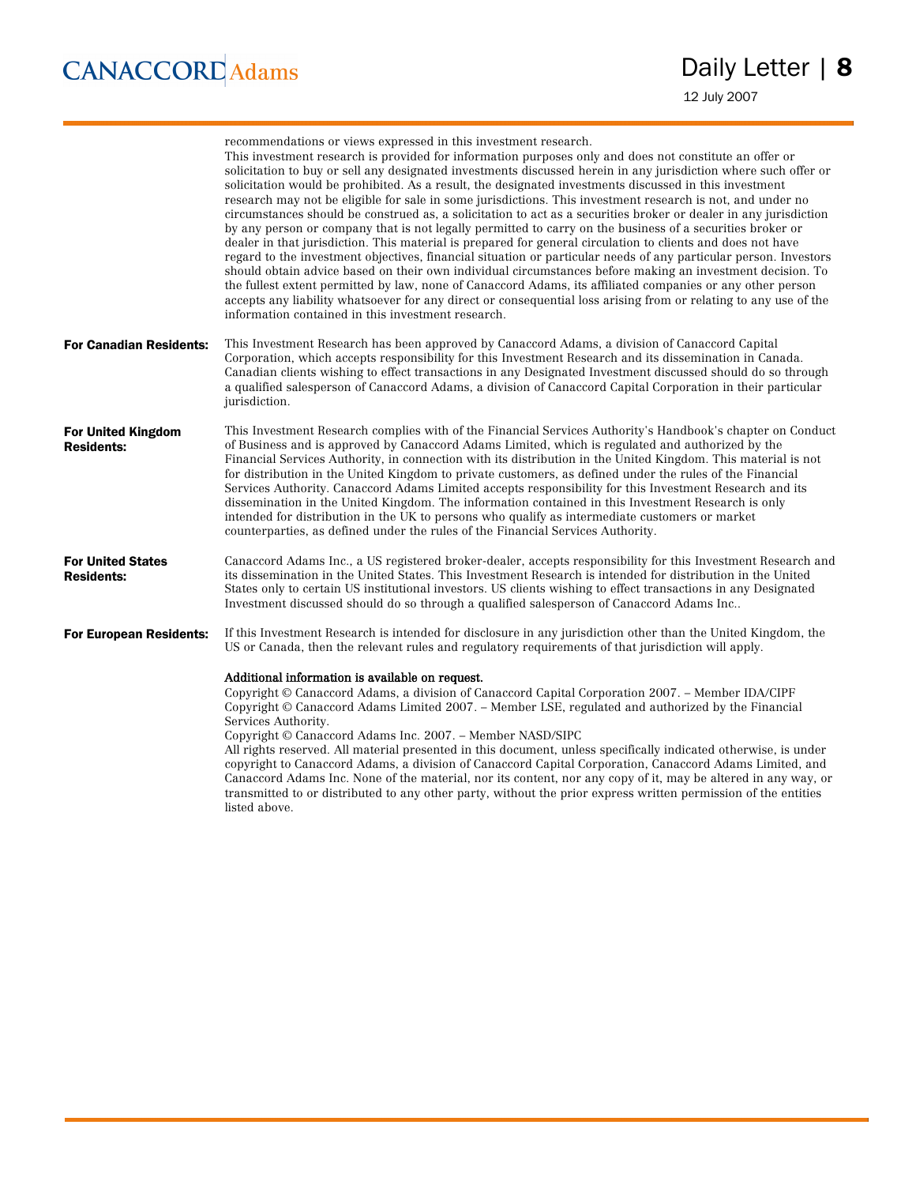recommendations or views expressed in this investment research.

This investment research is provided for information purposes only and does not constitute an offer or solicitation to buy or sell any designated investments discussed herein in any jurisdiction where such offer or solicitation would be prohibited. As a result, the designated investments discussed in this investment research may not be eligible for sale in some jurisdictions. This investment research is not, and under no circumstances should be construed as, a solicitation to act as a securities broker or dealer in any jurisdiction by any person or company that is not legally permitted to carry on the business of a securities broker or dealer in that jurisdiction. This material is prepared for general circulation to clients and does not have regard to the investment objectives, financial situation or particular needs of any particular person. Investors should obtain advice based on their own individual circumstances before making an investment decision. To the fullest extent permitted by law, none of Canaccord Adams, its affiliated companies or any other person accepts any liability whatsoever for any direct or consequential loss arising from or relating to any use of the information contained in this investment research.

**For Canadian Residents:** This Investment Research has been approved by Canaccord Adams, a division of Canaccord Capital Corporation, which accepts responsibility for this Investment Research and its dissemination in Canada. Canadian clients wishing to effect transactions in any Designated Investment discussed should do so through a qualified salesperson of Canaccord Adams, a division of Canaccord Capital Corporation in their particular jurisdiction.

**For United Kingdom Residents:** This Investment Research complies with of the Financial Services Authority's Handbook's chapter on Conduct of Business and is approved by Canaccord Adams Limited, which is regulated and authorized by the Financial Services Authority, in connection with its distribution in the United Kingdom. This material is not for distribution in the United Kingdom to private customers, as defined under the rules of the Financial Services Authority. Canaccord Adams Limited accepts responsibility for this Investment Research and its dissemination in the United Kingdom. The information contained in this Investment Research is only intended for distribution in the UK to persons who qualify as intermediate customers or market counterparties, as defined under the rules of the Financial Services Authority.

**For United States Residents:** Canaccord Adams Inc., a US registered broker-dealer, accepts responsibility for this Investment Research and its dissemination in the United States. This Investment Research is intended for distribution in the United States only to certain US institutional investors. US clients wishing to effect transactions in any Designated Investment discussed should do so through a qualified salesperson of Canaccord Adams Inc..

**For European Residents:** If this Investment Research is intended for disclosure in any jurisdiction other than the United Kingdom, the US or Canada, then the relevant rules and regulatory requirements of that jurisdiction will apply.

Additional information is available on request.

Copyright © Canaccord Adams, a division of Canaccord Capital Corporation 2007. – Member IDA/CIPF

Copyright © Canaccord Adams Limited 2007. – Member LSE, regulated and authorized by the Financial Services Authority.

Copyright © Canaccord Adams Inc. 2007. – Member NASD/SIPC

All rights reserved. All material presented in this document, unless specifically indicated otherwise, is under copyright to Canaccord Adams, a division of Canaccord Capital Corporation, Canaccord Adams Limited, and Canaccord Adams Inc. None of the material, nor its content, nor any copy of it, may be altered in any way, or transmitted to or distributed to any other party, without the prior express written permission of the entities listed above.